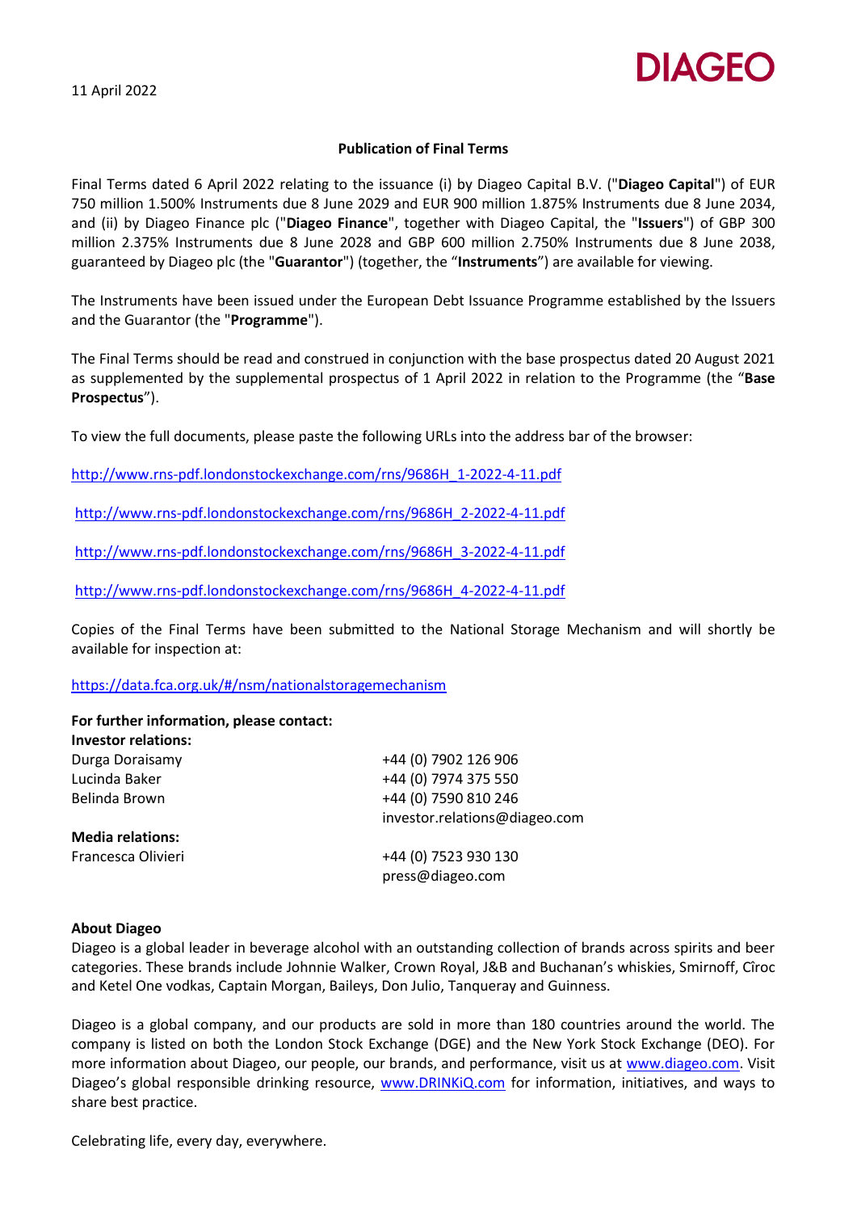11 April 2022

DIAGEO

**Publication of Final Terms**

Final Terms dated 6 April 2022 relating to the issuance (i) by Diageo Capital B.V. ("**Diageo Capital**") of EUR 750 million 1.500% Instruments due 8 June 2029 and EUR 900 million 1.875% Instruments due 8 June 2034, and (ii) by Diageo Finance plc ("**Diageo Finance**", together with Diageo Capital, the "**Issuers**") of GBP 300 million 2.375% Instruments due 8 June 2028 and GBP 600 million 2.750% Instruments due 8 June 2038, guaranteed by Diageo plc (the "**Guarantor**") (together, the "**Instruments**") are available for viewing.

The Instruments have been issued under the European Debt Issuance Programme established by the Issuers and the Guarantor (the "**Programme**").

The Final Terms should be read and construed in conjunction with the base prospectus dated 20 August 2021 as supplemented by the supplemental prospectus of 1 April 2022 in relation to the Programme (the "**Base Prospectus**").

To view the full documents, please paste the following URLs into the address bar of the browser:

http://www.rns-pdf.londonstockexchange.com/rns/9686H_1-2022-4-11.pdf

http://www.rns-pdf.londonstockexchange.com/rns/9686H_2-2022-4-11.pdf

http://www.rns-pdf.londonstockexchange.com/rns/9686H_3-2022-4-11.pdf

http://www.rns-pdf.londonstockexchange.com/rns/9686H_4-2022-4-11.pdf

Copies of the Final Terms have been submitted to the National Storage Mechanism and will shortly be available for inspection at:

https://data.fca.org.uk/#/nsm/nationalstoragemechanism

**For further information, please contact:**

**Investor relations:**

| | |
|---|---|
| Durga Doraisamy | +44 (0) 7902 126 906 |
| Lucinda Baker | +44 (0) 7974 375 550 |
| Belinda Brown | +44 (0) 7590 810 246 |
| | investor.relations@diageo.com |

**Media relations:**

| | |
|---|---|
| Francesca Olivieri | +44 (0) 7523 930 130 |
| | press@diageo.com |

**About Diageo**

Diageo is a global leader in beverage alcohol with an outstanding collection of brands across spirits and beer categories. These brands include Johnnie Walker, Crown Royal, J&B and Buchanan's whiskies, Smirnoff, Cîroc and Ketel One vodkas, Captain Morgan, Baileys, Don Julio, Tanqueray and Guinness.

Diageo is a global company, and our products are sold in more than 180 countries around the world. The company is listed on both the London Stock Exchange (DGE) and the New York Stock Exchange (DEO). For more information about Diageo, our people, our brands, and performance, visit us at www.diageo.com. Visit Diageo's global responsible drinking resource, www.DRINKiQ.com for information, initiatives, and ways to share best practice.

Celebrating life, every day, everywhere.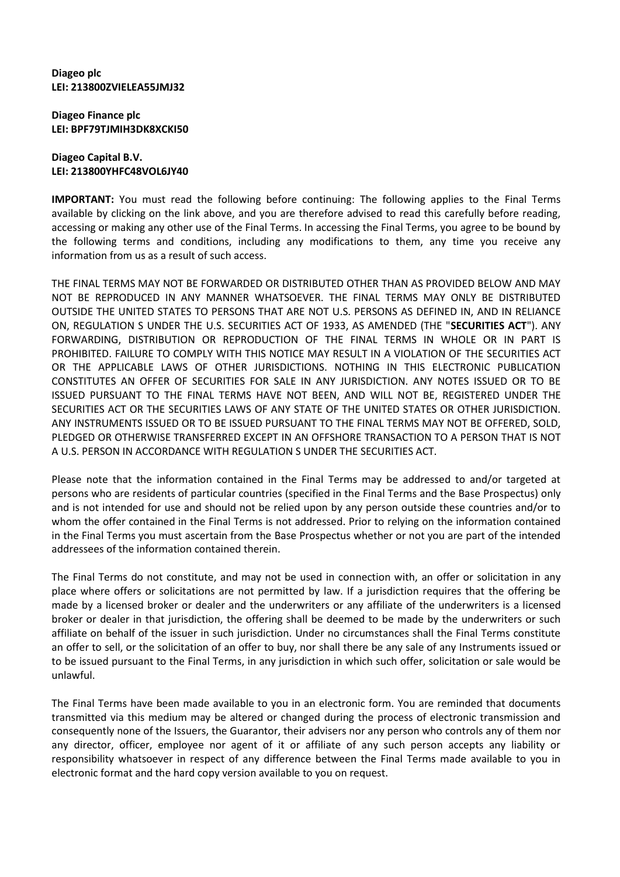**Diageo plc**
**LEI: 213800ZVIELEA55JMJ32**

**Diageo Finance plc**
**LEI: BPF79TJMIH3DK8XCKI50**

**Diageo Capital B.V.**
**LEI: 213800YHFC48VOL6JY40**

**IMPORTANT:** You must read the following before continuing: The following applies to the Final Terms available by clicking on the link above, and you are therefore advised to read this carefully before reading, accessing or making any other use of the Final Terms. In accessing the Final Terms, you agree to be bound by the following terms and conditions, including any modifications to them, any time you receive any information from us as a result of such access.

THE FINAL TERMS MAY NOT BE FORWARDED OR DISTRIBUTED OTHER THAN AS PROVIDED BELOW AND MAY NOT BE REPRODUCED IN ANY MANNER WHATSOEVER. THE FINAL TERMS MAY ONLY BE DISTRIBUTED OUTSIDE THE UNITED STATES TO PERSONS THAT ARE NOT U.S. PERSONS AS DEFINED IN, AND IN RELIANCE ON, REGULATION S UNDER THE U.S. SECURITIES ACT OF 1933, AS AMENDED (THE "**SECURITIES ACT**"). ANY FORWARDING, DISTRIBUTION OR REPRODUCTION OF THE FINAL TERMS IN WHOLE OR IN PART IS PROHIBITED. FAILURE TO COMPLY WITH THIS NOTICE MAY RESULT IN A VIOLATION OF THE SECURITIES ACT OR THE APPLICABLE LAWS OF OTHER JURISDICTIONS. NOTHING IN THIS ELECTRONIC PUBLICATION CONSTITUTES AN OFFER OF SECURITIES FOR SALE IN ANY JURISDICTION. ANY NOTES ISSUED OR TO BE ISSUED PURSUANT TO THE FINAL TERMS HAVE NOT BEEN, AND WILL NOT BE, REGISTERED UNDER THE SECURITIES ACT OR THE SECURITIES LAWS OF ANY STATE OF THE UNITED STATES OR OTHER JURISDICTION. ANY INSTRUMENTS ISSUED OR TO BE ISSUED PURSUANT TO THE FINAL TERMS MAY NOT BE OFFERED, SOLD, PLEDGED OR OTHERWISE TRANSFERRED EXCEPT IN AN OFFSHORE TRANSACTION TO A PERSON THAT IS NOT A U.S. PERSON IN ACCORDANCE WITH REGULATION S UNDER THE SECURITIES ACT.

Please note that the information contained in the Final Terms may be addressed to and/or targeted at persons who are residents of particular countries (specified in the Final Terms and the Base Prospectus) only and is not intended for use and should not be relied upon by any person outside these countries and/or to whom the offer contained in the Final Terms is not addressed. Prior to relying on the information contained in the Final Terms you must ascertain from the Base Prospectus whether or not you are part of the intended addressees of the information contained therein.

The Final Terms do not constitute, and may not be used in connection with, an offer or solicitation in any place where offers or solicitations are not permitted by law. If a jurisdiction requires that the offering be made by a licensed broker or dealer and the underwriters or any affiliate of the underwriters is a licensed broker or dealer in that jurisdiction, the offering shall be deemed to be made by the underwriters or such affiliate on behalf of the issuer in such jurisdiction. Under no circumstances shall the Final Terms constitute an offer to sell, or the solicitation of an offer to buy, nor shall there be any sale of any Instruments issued or to be issued pursuant to the Final Terms, in any jurisdiction in which such offer, solicitation or sale would be unlawful.

The Final Terms have been made available to you in an electronic form. You are reminded that documents transmitted via this medium may be altered or changed during the process of electronic transmission and consequently none of the Issuers, the Guarantor, their advisers nor any person who controls any of them nor any director, officer, employee nor agent of it or affiliate of any such person accepts any liability or responsibility whatsoever in respect of any difference between the Final Terms made available to you in electronic format and the hard copy version available to you on request.